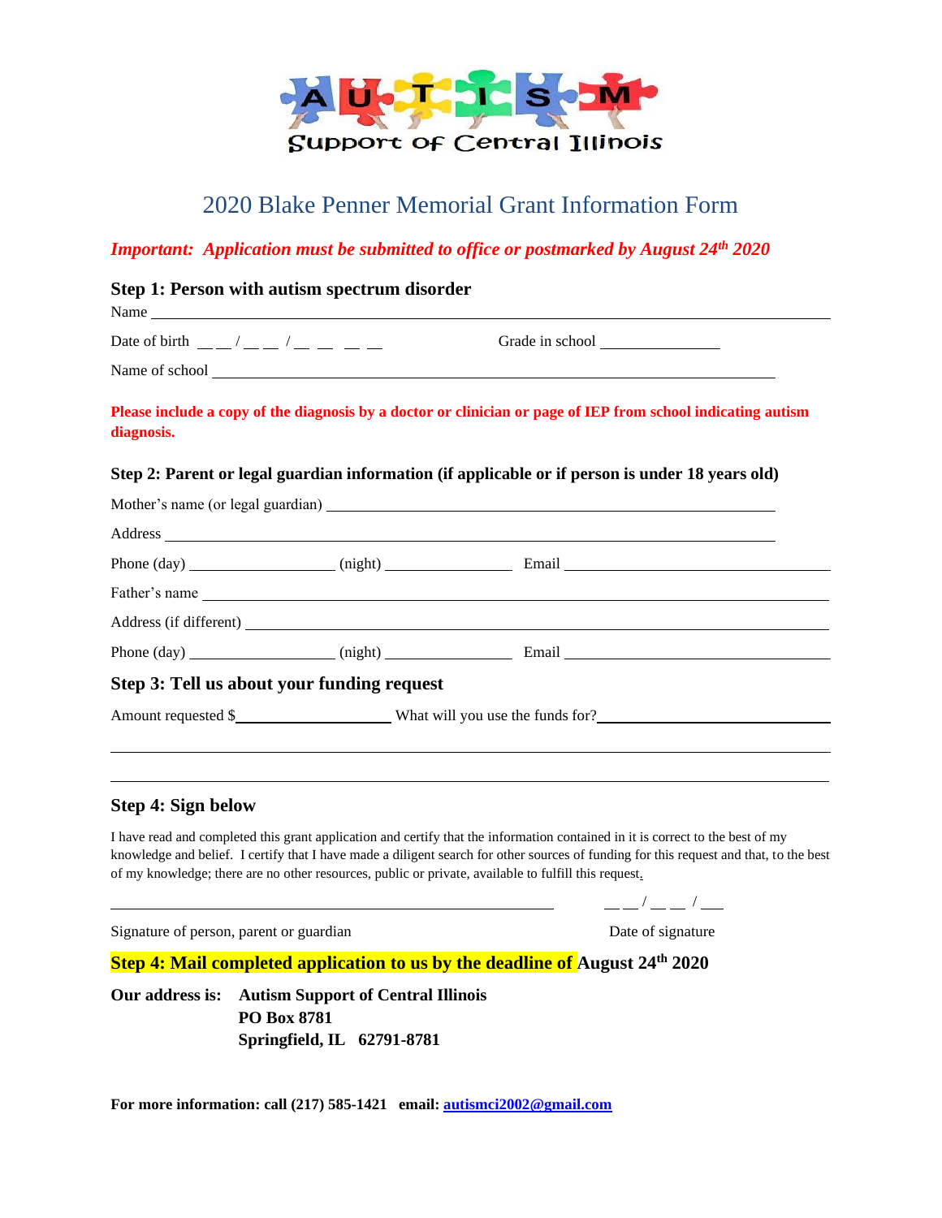AUTISM Support of Central Illinois

# 2020 Blake Penner Memorial Grant Information Form

***Important: Application must be submitted to office or postmarked by August 24th 2020***

## Step 1: Person with autism spectrum disorder

Name ____________________________________________________________________

Date of birth __ __ / __ __ / __ __ __ __ Grade in school _______________

Name of school ____________________________________________________________

**Please include a copy of the diagnosis by a doctor or clinician or page of IEP from school indicating autism diagnosis.**

### Step 2: Parent or legal guardian information (if applicable or if person is under 18 years old)

Mother's name (or legal guardian) ___________________________________________

Address _________________________________________________________________

Phone (day) __________________ (night) ________________ Email ____________________

Father's name ______________________________________________________________

Address (if different) ______________________________________________________

Phone (day) __________________ (night) ________________ Email ____________________

## Step 3: Tell us about your funding request

Amount requested $__________________ What will you use the funds for?___________________

________________________________________________________________________________

________________________________________________________________________________

## Step 4: Sign below

I have read and completed this grant application and certify that the information contained in it is correct to the best of my knowledge and belief. I certify that I have made a diligent search for other sources of funding for this request and that, to the best of my knowledge; there are no other resources, public or private, available to fulfill this request.

________________________________________________ __ __ / __ __ / ___

Signature of person, parent or guardian Date of signature

**Step 4: Mail completed application to us by the deadline of August 24th 2020**

**Our address is:** **Autism Support of Central Illinois**
**PO Box 8781**
**Springfield, IL 62791-8781**

**For more information: call (217) 585-1421 email: autismci2002@gmail.com**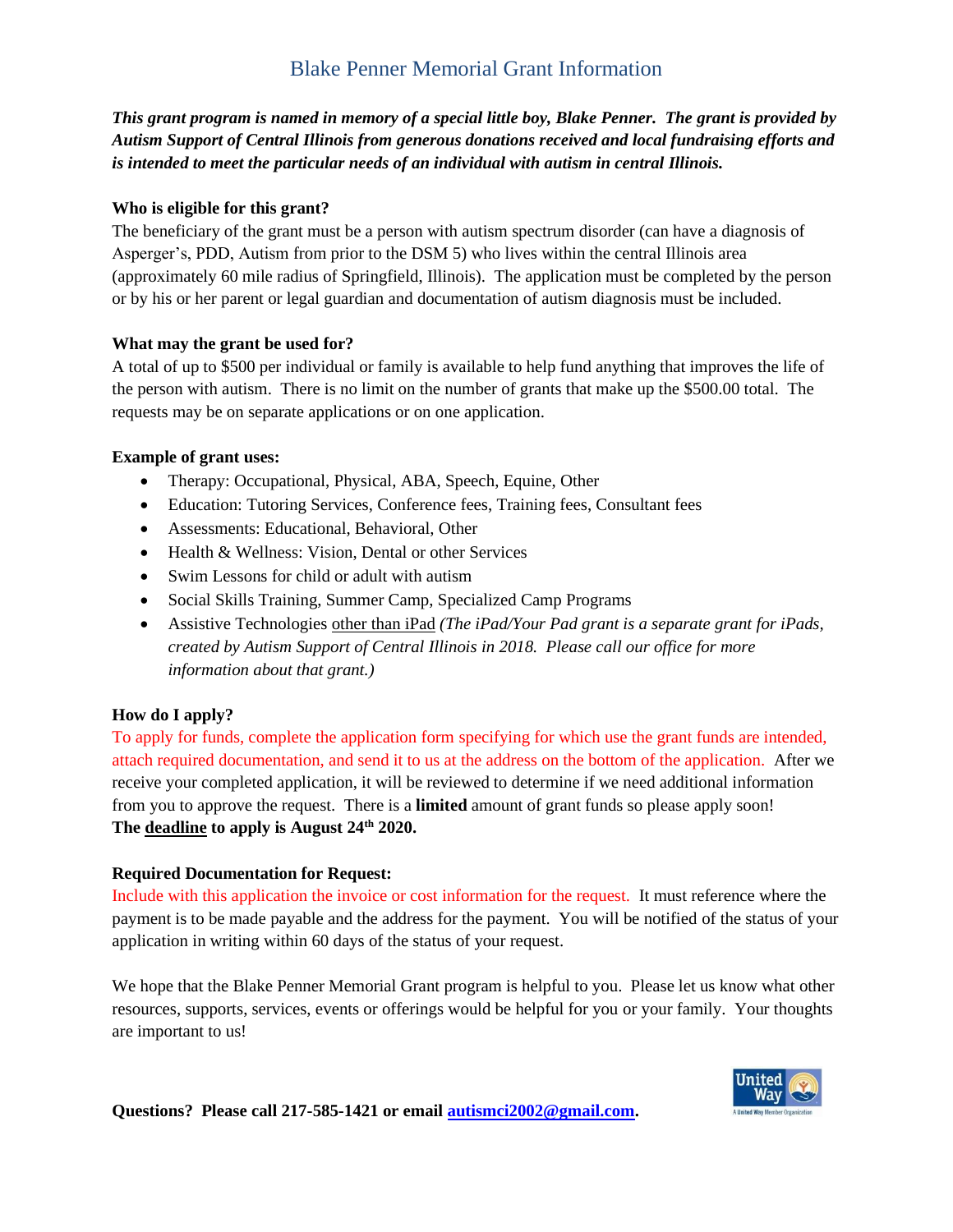# Blake Penner Memorial Grant Information

***This grant program is named in memory of a special little boy, Blake Penner. The grant is provided by Autism Support of Central Illinois from generous donations received and local fundraising efforts and is intended to meet the particular needs of an individual with autism in central Illinois.***

**Who is eligible for this grant?**

The beneficiary of the grant must be a person with autism spectrum disorder (can have a diagnosis of Asperger's, PDD, Autism from prior to the DSM 5) who lives within the central Illinois area (approximately 60 mile radius of Springfield, Illinois). The application must be completed by the person or by his or her parent or legal guardian and documentation of autism diagnosis must be included.

**What may the grant be used for?**

A total of up to $500 per individual or family is available to help fund anything that improves the life of the person with autism. There is no limit on the number of grants that make up the $500.00 total. The requests may be on separate applications or on one application.

**Example of grant uses:**

- Therapy: Occupational, Physical, ABA, Speech, Equine, Other
- Education: Tutoring Services, Conference fees, Training fees, Consultant fees
- Assessments: Educational, Behavioral, Other
- Health & Wellness: Vision, Dental or other Services
- Swim Lessons for child or adult with autism
- Social Skills Training, Summer Camp, Specialized Camp Programs
- Assistive Technologies other than iPad *(The iPad/Your Pad grant is a separate grant for iPads, created by Autism Support of Central Illinois in 2018. Please call our office for more information about that grant.)*

**How do I apply?**

To apply for funds, complete the application form specifying for which use the grant funds are intended, attach required documentation, and send it to us at the address on the bottom of the application. After we receive your completed application, it will be reviewed to determine if we need additional information from you to approve the request. There is a **limited** amount of grant funds so please apply soon!
**The deadline to apply is August 24th 2020.**

**Required Documentation for Request:**

Include with this application the invoice or cost information for the request. It must reference where the payment is to be made payable and the address for the payment. You will be notified of the status of your application in writing within 60 days of the status of your request.

We hope that the Blake Penner Memorial Grant program is helpful to you. Please let us know what other resources, supports, services, events or offerings would be helpful for you or your family. Your thoughts are important to us!

**Questions? Please call 217-585-1421 or email [autismci2002@gmail.com](mailto:autismci2002@gmail.com).**

United Way
A United Way Member Organization